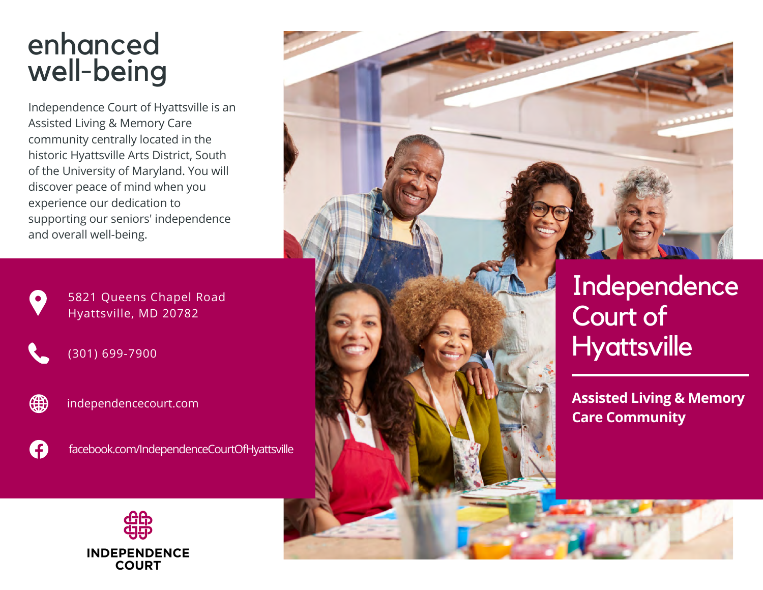# enhanced well-being

Independence Court of Hyattsville is an Assisted Living & Memory Care community centrally located in the historic Hyattsville Arts District, South of the University of Maryland. You will discover peace of mind when you experience our dedication to supporting our seniors' independence and overall well-being.

5821 Queens Chapel Road
Hyattsville, MD 20782

(301) 699-7900

independencecourt.com

facebook.com/IndependenceCourtOfHyattsville

INDEPENDENCE COURT

# Independence Court of Hyattsville

**Assisted Living & Memory Care Community**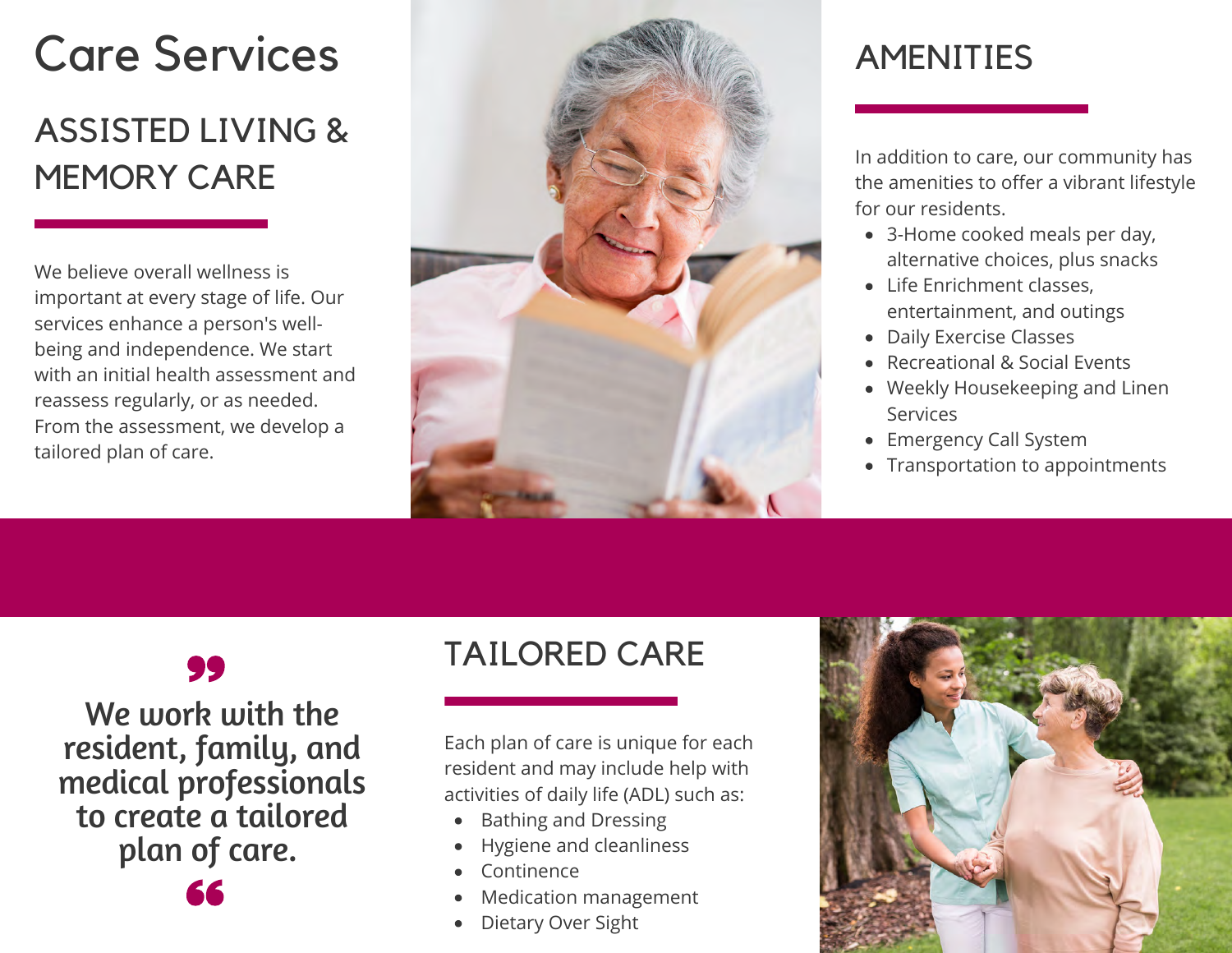# Care Services

## ASSISTED LIVING & MEMORY CARE

We believe overall wellness is important at every stage of life. Our services enhance a person's well-being and independence. We start with an initial health assessment and reassess regularly, or as needed. From the assessment, we develop a tailored plan of care.

## AMENITIES

In addition to care, our community has the amenities to offer a vibrant lifestyle for our residents.

- 3-Home cooked meals per day, alternative choices, plus snacks
- Life Enrichment classes, entertainment, and outings
- Daily Exercise Classes
- Recreational & Social Events
- Weekly Housekeeping and Linen Services
- Emergency Call System
- Transportation to appointments

> **"We work with the resident, family, and medical professionals to create a tailored plan of care."**

## TAILORED CARE

Each plan of care is unique for each resident and may include help with activities of daily life (ADL) such as:

- Bathing and Dressing
- Hygiene and cleanliness
- Continence
- Medication management
- Dietary Over Sight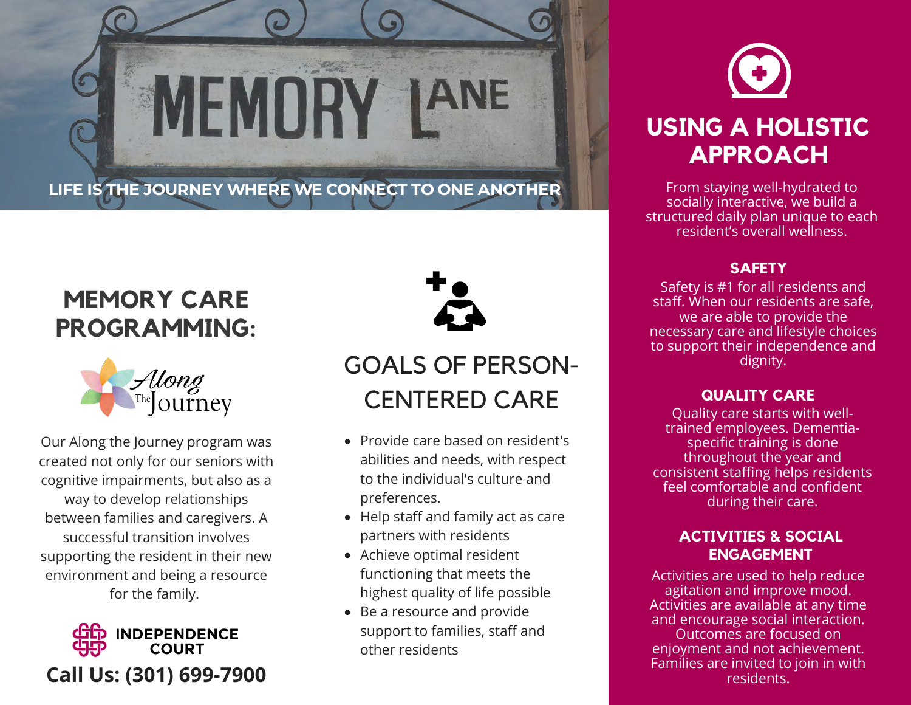LIFE IS THE JOURNEY WHERE WE CONNECT TO ONE ANOTHER

## MEMORY CARE PROGRAMMING:

Along The Journey

Our Along the Journey program was created not only for our seniors with cognitive impairments, but also as a way to develop relationships between families and caregivers. A successful transition involves supporting the resident in their new environment and being a resource for the family.

**INDEPENDENCE COURT**

**Call Us: (301) 699-7900**

## GOALS OF PERSON-CENTERED CARE

- Provide care based on resident's abilities and needs, with respect to the individual's culture and preferences.
- Help staff and family act as care partners with residents
- Achieve optimal resident functioning that meets the highest quality of life possible
- Be a resource and provide support to families, staff and other residents

## USING A HOLISTIC APPROACH

From staying well-hydrated to socially interactive, we build a structured daily plan unique to each resident's overall wellness.

### SAFETY

Safety is #1 for all residents and staff. When our residents are safe, we are able to provide the necessary care and lifestyle choices to support their independence and dignity.

### QUALITY CARE

Quality care starts with well-trained employees. Dementia-specific training is done throughout the year and consistent staffing helps residents feel comfortable and confident during their care.

### ACTIVITIES & SOCIAL ENGAGEMENT

Activities are used to help reduce agitation and improve mood. Activities are available at any time and encourage social interaction. Outcomes are focused on enjoyment and not achievement. Families are invited to join in with residents.